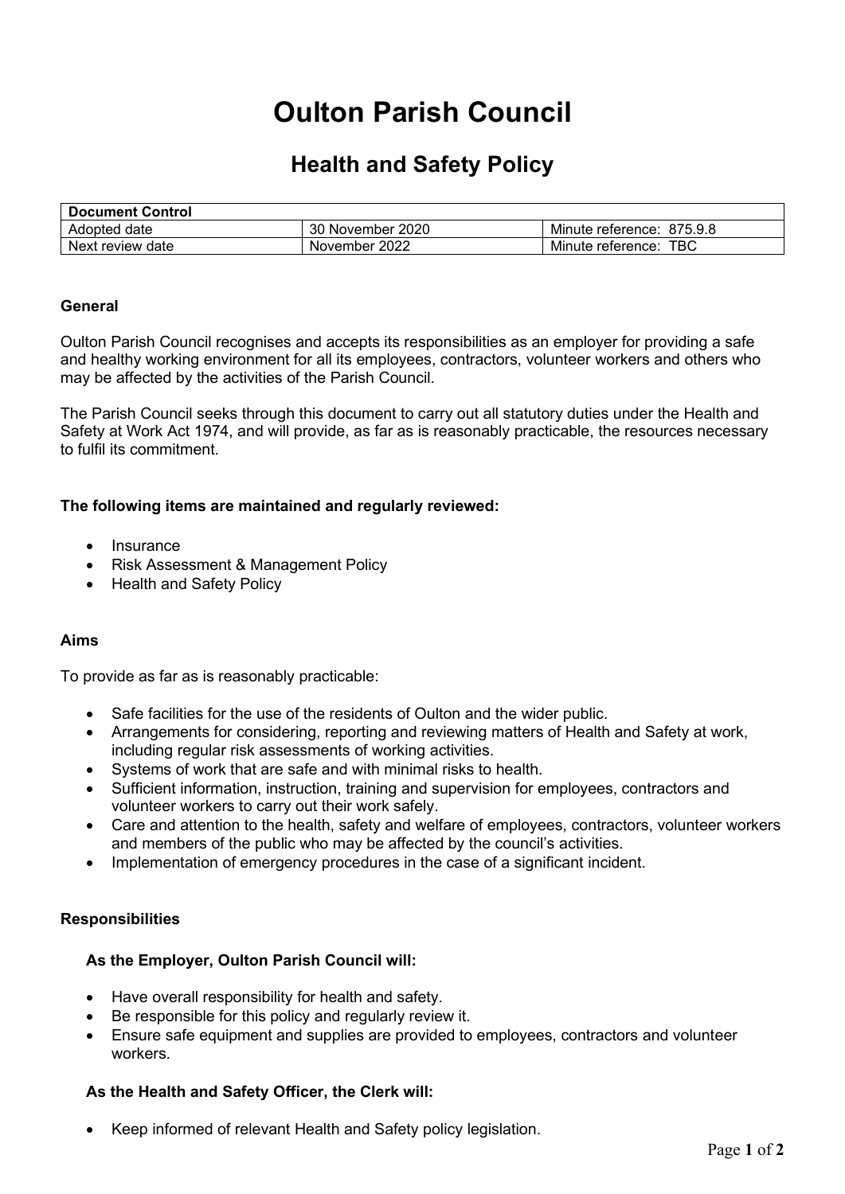# Oulton Parish Council

## Health and Safety Policy

| Document Control | | |
|---|---|---|
| Adopted date | 30 November 2020 | Minute reference: 875.9.8 |
| Next review date | November 2022 | Minute reference: TBC |

**General**

Oulton Parish Council recognises and accepts its responsibilities as an employer for providing a safe and healthy working environment for all its employees, contractors, volunteer workers and others who may be affected by the activities of the Parish Council.

The Parish Council seeks through this document to carry out all statutory duties under the Health and Safety at Work Act 1974, and will provide, as far as is reasonably practicable, the resources necessary to fulfil its commitment.

**The following items are maintained and regularly reviewed:**

- Insurance
- Risk Assessment & Management Policy
- Health and Safety Policy

**Aims**

To provide as far as is reasonably practicable:

- Safe facilities for the use of the residents of Oulton and the wider public.
- Arrangements for considering, reporting and reviewing matters of Health and Safety at work, including regular risk assessments of working activities.
- Systems of work that are safe and with minimal risks to health.
- Sufficient information, instruction, training and supervision for employees, contractors and volunteer workers to carry out their work safely.
- Care and attention to the health, safety and welfare of employees, contractors, volunteer workers and members of the public who may be affected by the council's activities.
- Implementation of emergency procedures in the case of a significant incident.

**Responsibilities**

**As the Employer, Oulton Parish Council will:**

- Have overall responsibility for health and safety.
- Be responsible for this policy and regularly review it.
- Ensure safe equipment and supplies are provided to employees, contractors and volunteer workers.

**As the Health and Safety Officer, the Clerk will:**

- Keep informed of relevant Health and Safety policy legislation.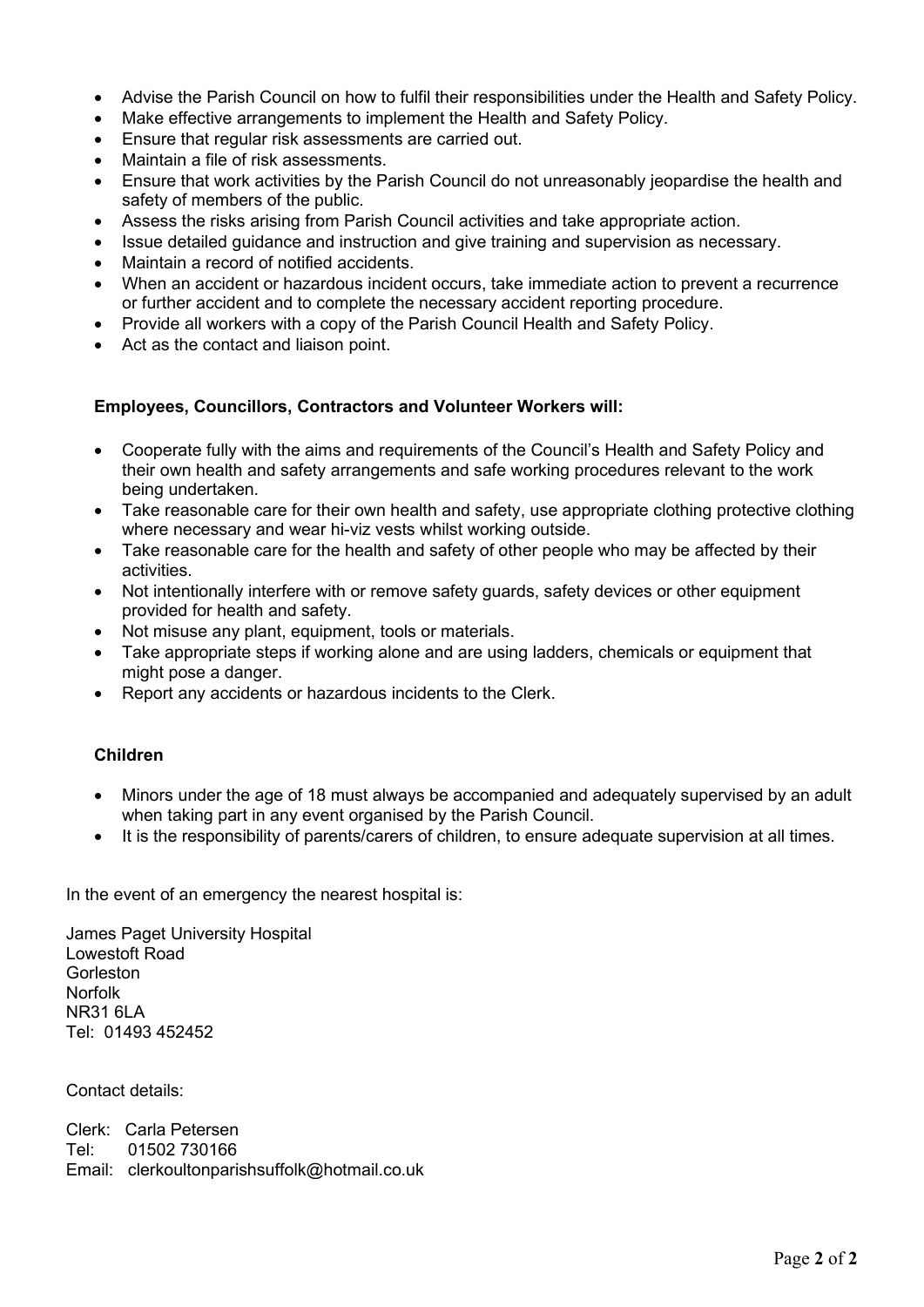- Advise the Parish Council on how to fulfil their responsibilities under the Health and Safety Policy.
- Make effective arrangements to implement the Health and Safety Policy.
- Ensure that regular risk assessments are carried out.
- Maintain a file of risk assessments.
- Ensure that work activities by the Parish Council do not unreasonably jeopardise the health and safety of members of the public.
- Assess the risks arising from Parish Council activities and take appropriate action.
- Issue detailed guidance and instruction and give training and supervision as necessary.
- Maintain a record of notified accidents.
- When an accident or hazardous incident occurs, take immediate action to prevent a recurrence or further accident and to complete the necessary accident reporting procedure.
- Provide all workers with a copy of the Parish Council Health and Safety Policy.
- Act as the contact and liaison point.

**Employees, Councillors, Contractors and Volunteer Workers will:**

- Cooperate fully with the aims and requirements of the Council's Health and Safety Policy and their own health and safety arrangements and safe working procedures relevant to the work being undertaken.
- Take reasonable care for their own health and safety, use appropriate clothing protective clothing where necessary and wear hi-viz vests whilst working outside.
- Take reasonable care for the health and safety of other people who may be affected by their activities.
- Not intentionally interfere with or remove safety guards, safety devices or other equipment provided for health and safety.
- Not misuse any plant, equipment, tools or materials.
- Take appropriate steps if working alone and are using ladders, chemicals or equipment that might pose a danger.
- Report any accidents or hazardous incidents to the Clerk.

**Children**

- Minors under the age of 18 must always be accompanied and adequately supervised by an adult when taking part in any event organised by the Parish Council.
- It is the responsibility of parents/carers of children, to ensure adequate supervision at all times.

In the event of an emergency the nearest hospital is:

James Paget University Hospital
Lowestoft Road
Gorleston
Norfolk
NR31 6LA
Tel: 01493 452452

Contact details:

Clerk: Carla Petersen
Tel: 01502 730166
Email: clerkoultonparishsuffolk@hotmail.co.uk